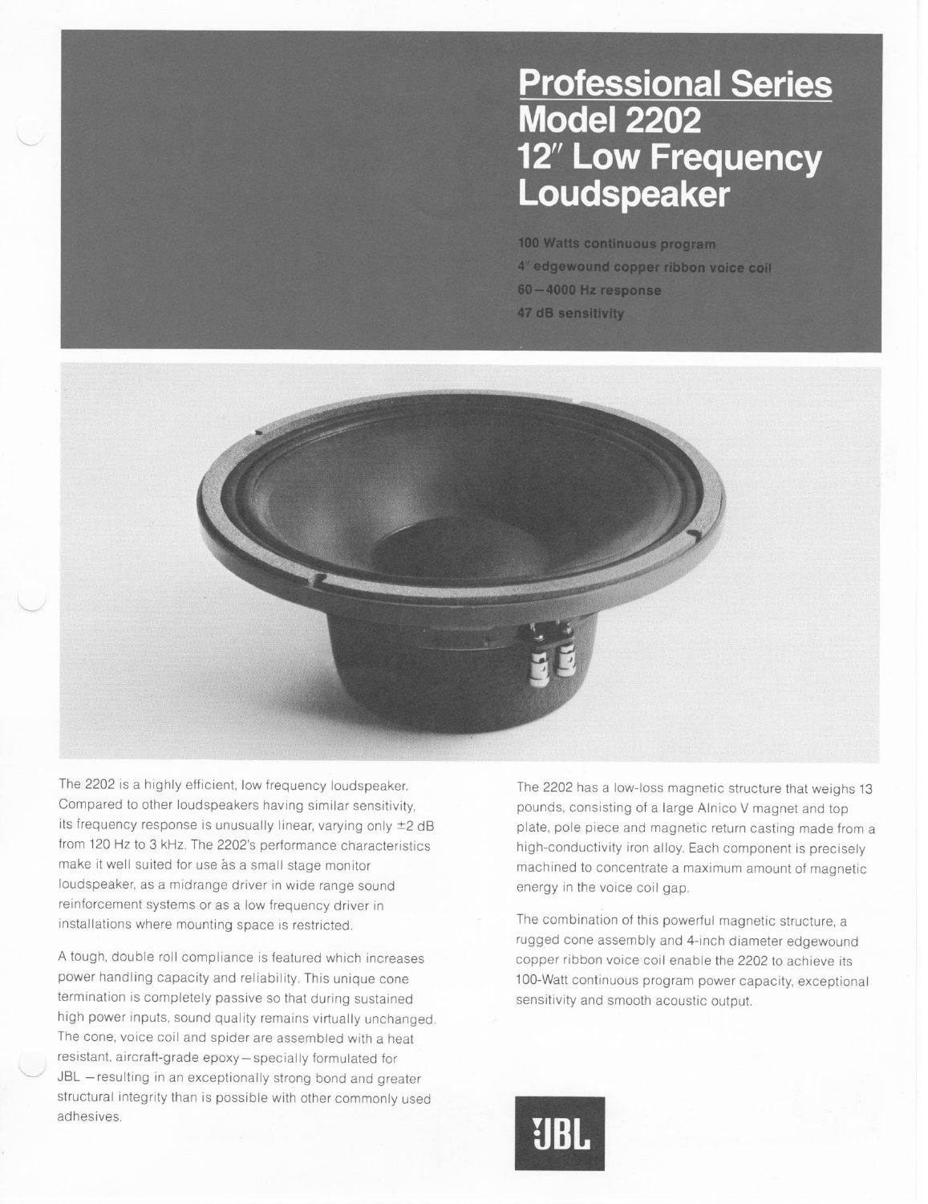# Professional Series Model 2202 12″ Low Frequency Loudspeaker

100 Watts continuous program
4″ edgewound copper ribbon voice coil
60—4000 Hz response
47 dB sensitivity

The 2202 is a highly efficient, low frequency loudspeaker. Compared to other loudspeakers having similar sensitivity, its frequency response is unusually linear, varying only ±2 dB from 120 Hz to 3 kHz. The 2202's performance characteristics make it well suited for use as a small stage monitor loudspeaker, as a midrange driver in wide range sound reinforcement systems or as a low frequency driver in installations where mounting space is restricted.

A tough, double roll compliance is featured which increases power handling capacity and reliability. This unique cone termination is completely passive so that during sustained high power inputs, sound quality remains virtually unchanged. The cone, voice coil and spider are assembled with a heat resistant, aircraft-grade epoxy—specially formulated for JBL—resulting in an exceptionally strong bond and greater structural integrity than is possible with other commonly used adhesives.

The 2202 has a low-loss magnetic structure that weighs 13 pounds, consisting of a large Alnico V magnet and top plate, pole piece and magnetic return casting made from a high-conductivity iron alloy. Each component is precisely machined to concentrate a maximum amount of magnetic energy in the voice coil gap.

The combination of this powerful magnetic structure, a rugged cone assembly and 4-inch diameter edgewound copper ribbon voice coil enable the 2202 to achieve its 100-Watt continuous program power capacity, exceptional sensitivity and smooth acoustic output.

JBL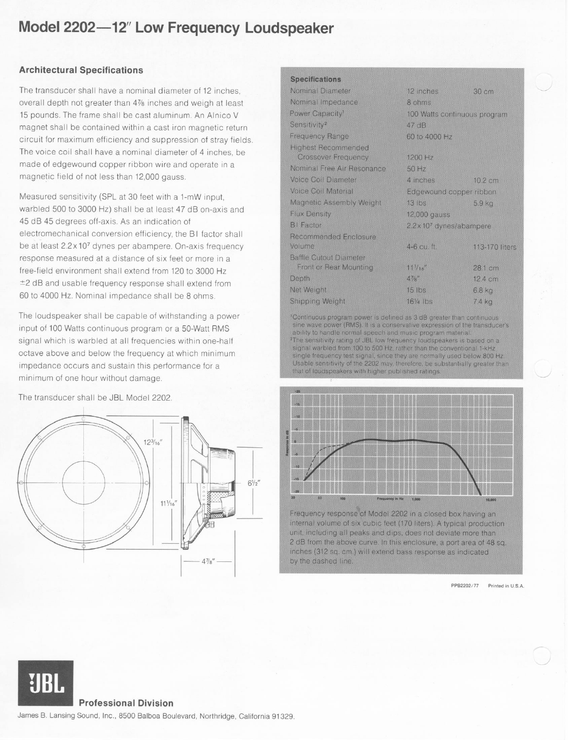# Model 2202—12″ Low Frequency Loudspeaker

## Architectural Specifications

The transducer shall have a nominal diameter of 12 inches, overall depth not greater than 4⅞ inches and weigh at least 15 pounds. The frame shall be cast aluminum. An Alnico V magnet shall be contained within a cast iron magnetic return circuit for maximum efficiency and suppression of stray fields. The voice coil shall have a nominal diameter of 4 inches, be made of edgewound copper ribbon wire and operate in a magnetic field of not less than 12,000 gauss.

Measured sensitivity (SPL at 30 feet with a 1-mW input, warbled 500 to 3000 Hz) shall be at least 47 dB on-axis and 45 dB 45 degrees off-axis. As an indication of electromechanical conversion efficiency, the Bl factor shall be at least $2.2 \times 10^7$ dynes per abampere. On-axis frequency response measured at a distance of six feet or more in a free-field environment shall extend from 120 to 3000 Hz ±2 dB and usable frequency response shall extend from 60 to 4000 Hz. Nominal impedance shall be 8 ohms.

The loudspeaker shall be capable of withstanding a power input of 100 Watts continuous program or a 50-Watt RMS signal which is warbled at all frequencies within one-half octave above and below the frequency at which minimum impedance occurs and sustain this performance for a minimum of one hour without damage.

The transducer shall be JBL Model 2202.

12³⁄₁₆″

11¹⁄₁₆″

6½″

4⅞″

### Specifications

| | | |
|---|---|---|
| Nominal Diameter | 12 inches | 30 cm |
| Nominal Impedance | 8 ohms | |
| Power Capacity[1] | 100 Watts continuous program | |
| Sensitivity[2] | 47 dB | |
| Frequency Range | 60 to 4000 Hz | |
| Highest Recommended Crossover Frequency | 1200 Hz | |
| Nominal Free Air Resonance | 50 Hz | |
| Voice Coil Diameter | 4 inches | 10.2 cm |
| Voice Coil Material | Edgewound copper ribbon | |
| Magnetic Assembly Weight | 13 lbs | 5.9 kg |
| Flux Density | 12,000 gauss | |
| Bl Factor | $2.2 \times 10^7$ dynes/abampere | |
| Recommended Enclosure Volume | 4-6 cu. ft. | 113-170 liters |
| Baffle Cutout Diameter Front or Rear Mounting | 11¹⁄₁₆″ | 28.1 cm |
| Depth | 4⅞″ | 12.4 cm |
| Net Weight | 15 lbs | 6.8 kg |
| Shipping Weight | 16¼ lbs | 7.4 kg |

[1]Continuous program power is defined as 3 dB greater than continuous sine wave power (RMS). It is a conservative expression of the transducer's ability to handle normal speech and music program material.

[2]The sensitivity rating of JBL low frequency loudspeakers is based on a signal warbled from 100 to 500 Hz, rather than the conventional 1-kHz single frequency test signal, since they are normally used below 800 Hz. Usable sensitivity of the 2202 may, therefore, be substantially greater than that of loudspeakers with higher published ratings.

Response in dB

+20 +15 +10 +5 0 -5 -10 -15 -20

20 50 100 Frequency in Hz 1,000 10,000

Frequency response of Model 2202 in a closed box having an internal volume of six cubic feet (170 liters). A typical production unit, including all peaks and dips, does not deviate more than 2 dB from the above curve. In this enclosure, a port area of 48 sq. inches (312 sq. cm.) will extend bass response as indicated by the dashed line.

PPB2202/77 Printed in U.S.A.

JBL

**Professional Division**

James B. Lansing Sound, Inc., 8500 Balboa Boulevard, Northridge, California 91329.